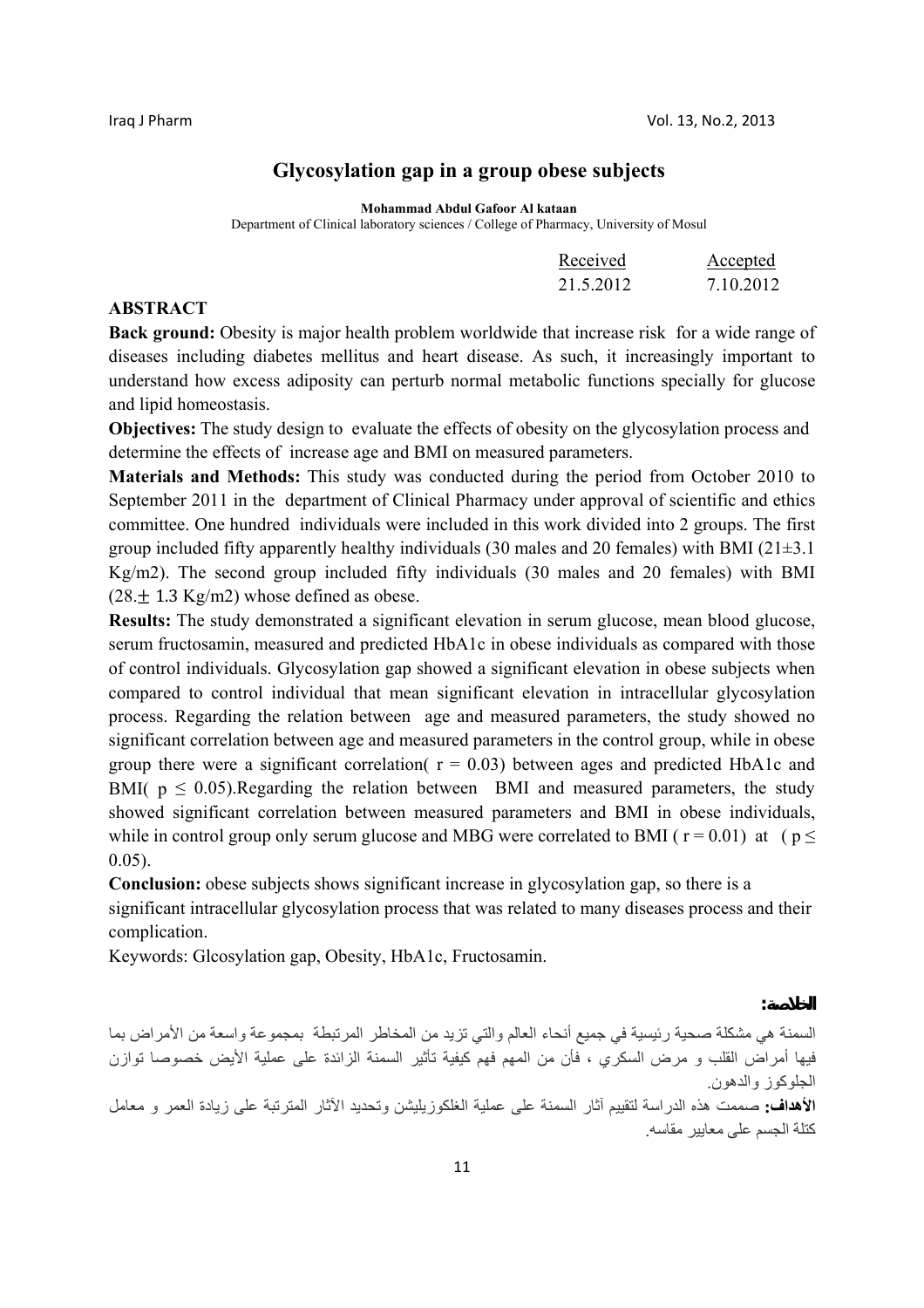# Glycosylation gap in a group obese subjects

**Mohammad Abdul Gafoor Al kataan**

Department of Clinical laboratory sciences / College of Pharmacy, University of Mosul

| Received | Accepted |
|---|---|
| 21.5.2012 | 7.10.2012 |

## ABSTRACT

**Back ground:** Obesity is major health problem worldwide that increase risk for a wide range of diseases including diabetes mellitus and heart disease. As such, it increasingly important to understand how excess adiposity can perturb normal metabolic functions specially for glucose and lipid homeostasis.

**Objectives:** The study design to evaluate the effects of obesity on the glycosylation process and determine the effects of increase age and BMI on measured parameters.

**Materials and Methods:** This study was conducted during the period from October 2010 to September 2011 in the department of Clinical Pharmacy under approval of scientific and ethics committee. One hundred individuals were included in this work divided into 2 groups. The first group included fifty apparently healthy individuals (30 males and 20 females) with BMI ($21\pm3.1$ Kg/m2). The second group included fifty individuals (30 males and 20 females) with BMI ($28.\pm$ 1.3 Kg/m2) whose defined as obese.

**Results:** The study demonstrated a significant elevation in serum glucose, mean blood glucose, serum fructosamin, measured and predicted HbA1c in obese individuals as compared with those of control individuals. Glycosylation gap showed a significant elevation in obese subjects when compared to control individual that mean significant elevation in intracellular glycosylation process. Regarding the relation between age and measured parameters, the study showed no significant correlation between age and measured parameters in the control group, while in obese group there were a significant correlation( $r = 0.03$) between ages and predicted HbA1c and BMI( $p \leq 0.05$).Regarding the relation between BMI and measured parameters, the study showed significant correlation between measured parameters and BMI in obese individuals, while in control group only serum glucose and MBG were correlated to BMI ( $r = 0.01$) at ( $p \leq 0.05$).

**Conclusion:** obese subjects shows significant increase in glycosylation gap, so there is a significant intracellular glycosylation process that was related to many diseases process and their complication.

Keywords: Glcosylation gap, Obesity, HbA1c, Fructosamin.

## الخلاصة:

السمنة هي مشكلة صحية رئيسية في جميع أنحاء العالم والتي تزيد من المخاطر المرتبطة بمجموعة واسعة من الأمراض بما فيها أمراض القلب و مرض السكري ، فأن من المهم فهم كيفية تأثير السمنة الزائدة على عملية الأيض خصوصا توازن الجلوكوز والدهون.

**الأهداف:** صممت هذه الدراسة لتقييم آثار السمنة على عملية الغلكوزيليشن وتحديد الآثار المترتبة على زيادة العمر و معامل كتلة الجسم على معايير مقاسه.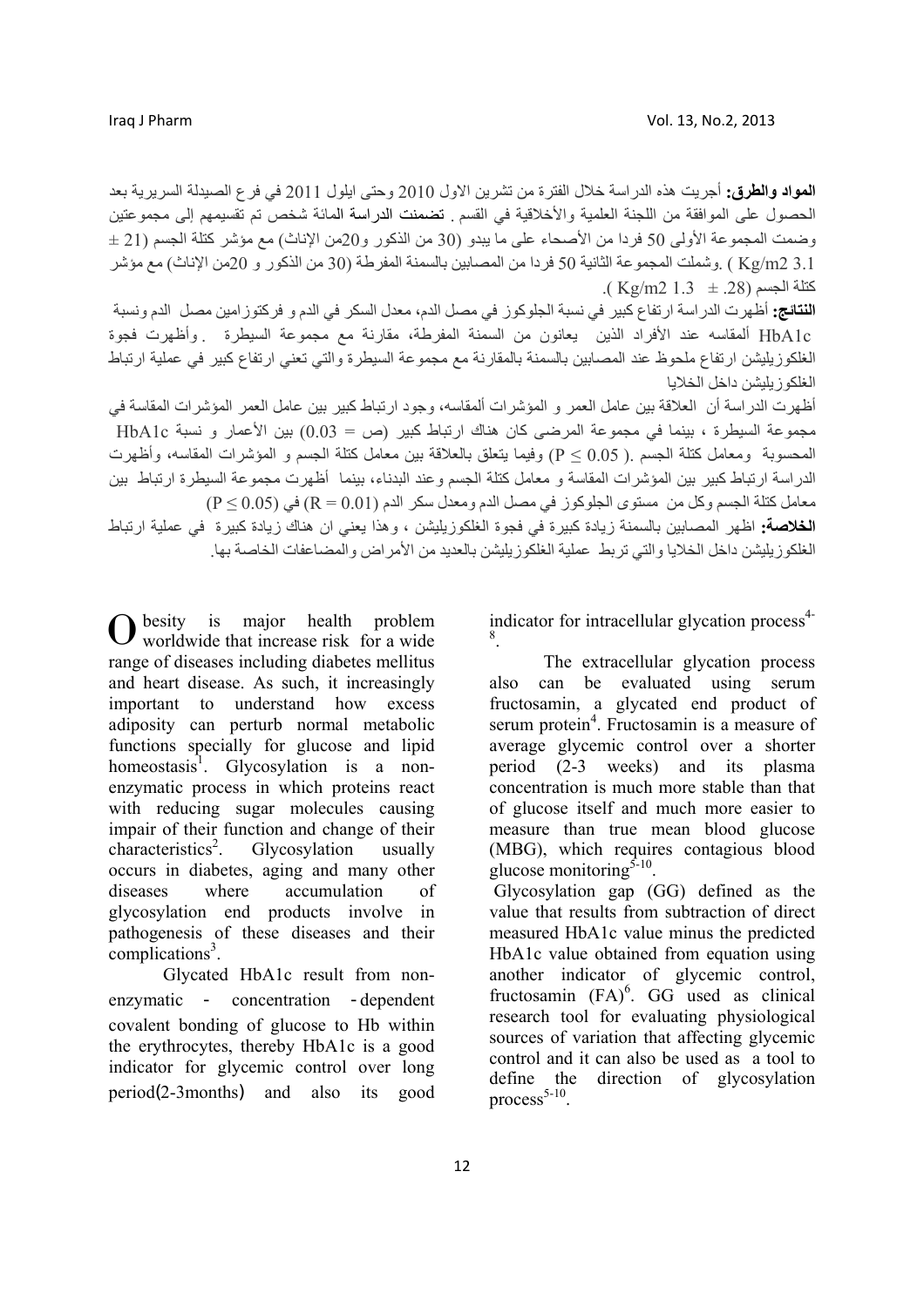**المواد والطرق:** أجريت هذه الدراسة خلال الفترة من تشرين الاول 2010 وحتى ايلول 2011 في فرع الصيدلة السريرية بعد الحصول على الموافقة من اللجنة العلمية والأخلاقية في القسم . تضمنت الدراسة المائة شخص تم تقسيمهم إلى مجموعتين وضمت المجموعة الأولى 50 فردا من الأصحاء على ما يبدو (30 من الذكور و20من الإناث) مع مؤشر كتلة الجسم (21 ± 3.1 Kg/m2 ) .وشملت المجموعة الثانية 50 فردا من المصابين بالسمنة المفرطة (30 من الذكور و 20من الإناث) مع مؤشر كتلة الجسم (28. ± 1.3 Kg/m2 ).

**النتائج:** أظهرت الدراسة ارتفاع كبير في نسبة الجلوكوز في مصل الدم، معدل السكر في الدم و فركتوزامين مصل الدم ونسبة HbA1c ألمقاسه عند الأفراد الذين يعانون من السمنة المفرطة، مقارنة مع مجموعة السيطرة . وأظهرت فجوة الغلكوزيليشن ارتفاع ملحوظ عند المصابين بالسمنة بالمقارنة مع مجموعة السيطرة والتي تعني ارتفاع كبير في عملية ارتباط الغلكوزيليشن داخل الخلايا

أظهرت الدراسة أن العلاقة بين عامل العمر و المؤشرات ألمقاسه، وجود ارتباط كبير بين عامل العمر المؤشرات المقاسة في مجموعة السيطرة ، بينما في مجموعة المرضى كان هناك ارتباط كبير (ص = 0.03) بين الأعمار و نسبة HbA1c المحسوبة ومعامل كتلة الجسم .( P ≤ 0.05) وفيما يتعلق بالعلاقة بين معامل كتلة الجسم و المؤشرات المقاسه، وأظهرت الدراسة ارتباط كبير بين المؤشرات المقاسة و معامل كتلة الجسم وعند البدناء، بينما أظهرت مجموعة السيطرة ارتباط بين معامل كتلة الجسم وكل من مستوى الجلوكوز في مصل الدم ومعدل سكر الدم (R = 0.01) في (P ≤ 0.05)

**الخلاصة:** اظهر المصابين بالسمنة زيادة كبيرة في فجوة الغلكوزيليشن ، وهذا يعني ان هناك زيادة كبيرة في عملية ارتباط الغلكوزيليشن داخل الخلايا والتي تربط عملية الغلكوزيليشن بالعديد من الأمراض والمضاعفات الخاصة بها.

Obesity is major health problem worldwide that increase risk for a wide range of diseases including diabetes mellitus and heart disease. As such, it increasingly important to understand how excess adiposity can perturb normal metabolic functions specially for glucose and lipid homeostasis[1]. Glycosylation is a non-enzymatic process in which proteins react with reducing sugar molecules causing impair of their function and change of their characteristics[2]. Glycosylation usually occurs in diabetes, aging and many other diseases where accumulation of glycosylation end products involve in pathogenesis of these diseases and their complications[3].

Glycated HbA1c result from non-enzymatic - concentration - dependent covalent bonding of glucose to Hb within the erythrocytes, thereby HbA1c is a good indicator for glycemic control over long period(2-3months) and also its good indicator for intracellular glycation process[4-8].

The extracellular glycation process also can be evaluated using serum fructosamin, a glycated end product of serum protein[4]. Fructosamin is a measure of average glycemic control over a shorter period (2-3 weeks) and its plasma concentration is much more stable than that of glucose itself and much more easier to measure than true mean blood glucose (MBG), which requires contagious blood glucose monitoring[5-10].

Glycosylation gap (GG) defined as the value that results from subtraction of direct measured HbA1c value minus the predicted HbA1c value obtained from equation using another indicator of glycemic control, fructosamin (FA)[6]. GG used as clinical research tool for evaluating physiological sources of variation that affecting glycemic control and it can also be used as a tool to define the direction of glycosylation process[5-10].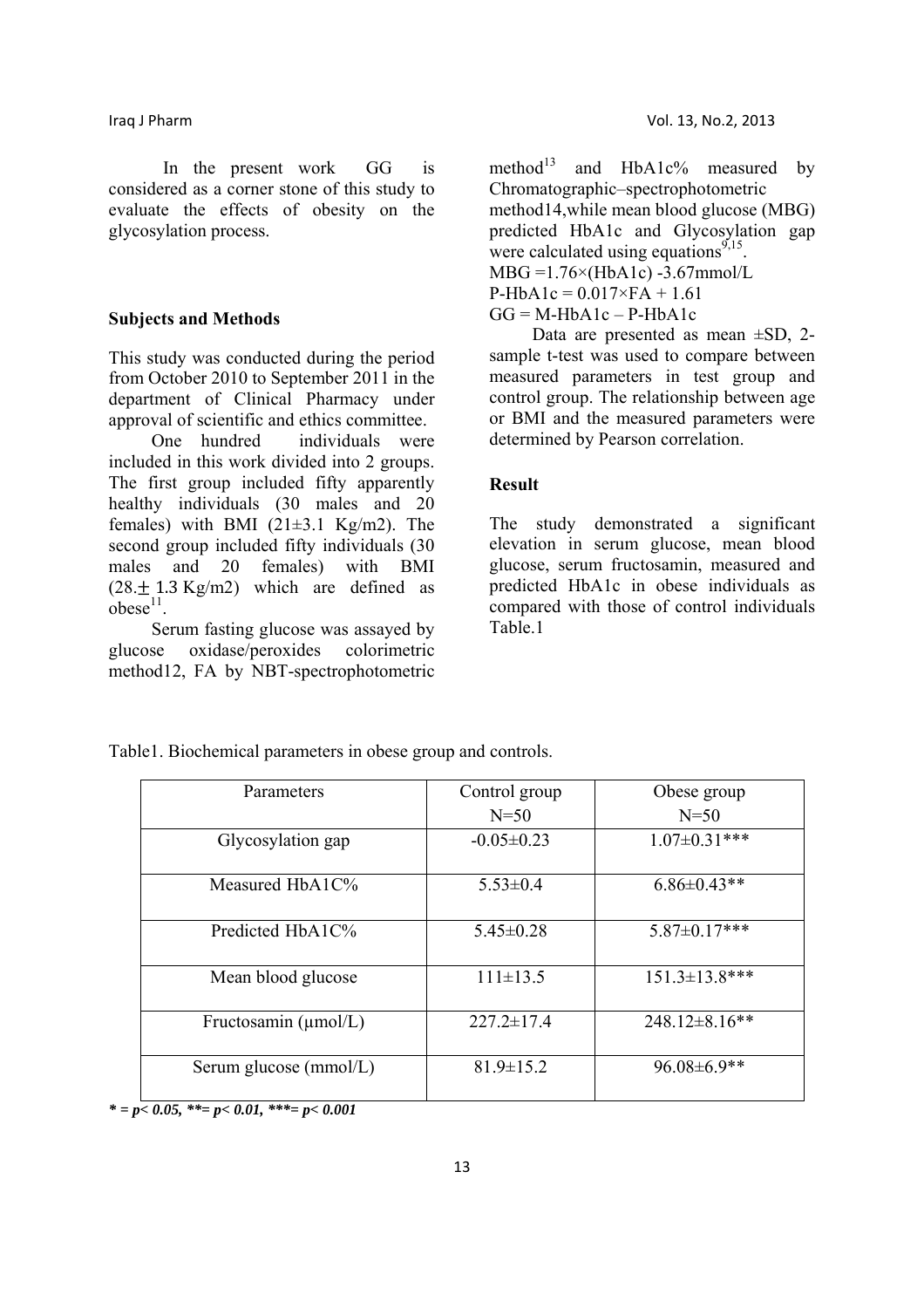In the present work GG is considered as a corner stone of this study to evaluate the effects of obesity on the glycosylation process.

## Subjects and Methods

This study was conducted during the period from October 2010 to September 2011 in the department of Clinical Pharmacy under approval of scientific and ethics committee.

One hundred individuals were included in this work divided into 2 groups. The first group included fifty apparently healthy individuals (30 males and 20 females) with BMI (21±3.1 Kg/m2). The second group included fifty individuals (30 males and 20 females) with BMI (28.± 1.3 Kg/m2) which are defined as obese[11].

Serum fasting glucose was assayed by glucose oxidase/peroxides colorimetric method12, FA by NBT-spectrophotometric method[13] and HbA1c% measured by Chromatographic–spectrophotometric method14,while mean blood glucose (MBG) predicted HbA1c and Glycosylation gap were calculated using equations[9,15].

$$MBG = 1.76 \times (HbA1c) - 3.67 mmol/L$$

$$P\text{-}HbA1c = 0.017 \times FA + 1.61$$

$$GG = M\text{-}HbA1c - P\text{-}HbA1c$$

Data are presented as mean ±SD, 2-sample t-test was used to compare between measured parameters in test group and control group. The relationship between age or BMI and the measured parameters were determined by Pearson correlation.

## Result

The study demonstrated a significant elevation in serum glucose, mean blood glucose, serum fructosamin, measured and predicted HbA1c in obese individuals as compared with those of control individuals Table.1

Table1. Biochemical parameters in obese group and controls.

| Parameters | Control group N=50 | Obese group N=50 |
|---|---|---|
| Glycosylation gap | -0.05±0.23 | 1.07±0.31*** |
| Measured HbA1C% | 5.53±0.4 | 6.86±0.43** |
| Predicted HbA1C% | 5.45±0.28 | 5.87±0.17*** |
| Mean blood glucose | 111±13.5 | 151.3±13.8*** |
| Fructosamin (µmol/L) | 227.2±17.4 | 248.12±8.16** |
| Serum glucose (mmol/L) | 81.9±15.2 | 96.08±6.9** |

*\* = $p< 0.05$, \*\*= $p< 0.01$, \*\*\*= $p< 0.001$*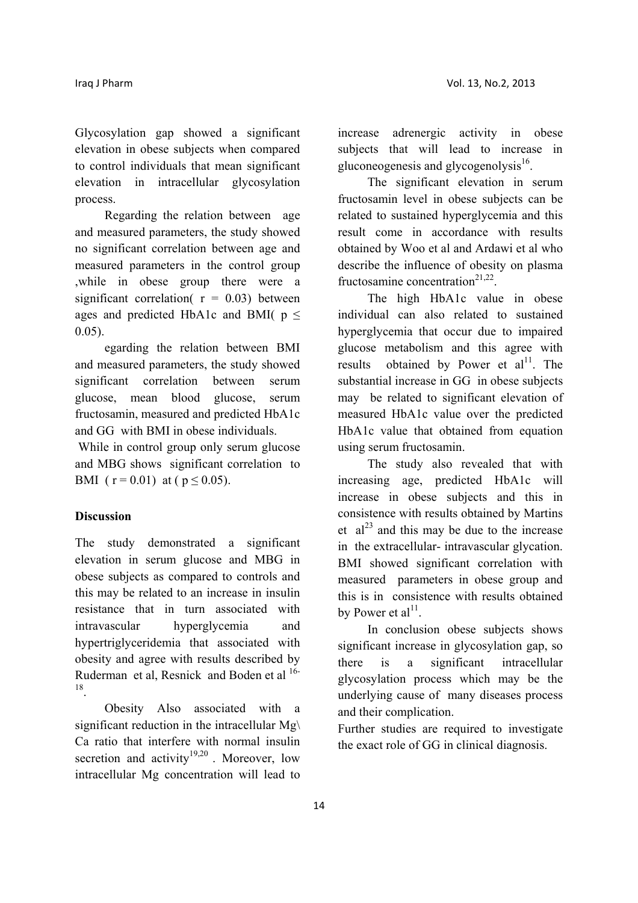Glycosylation gap showed a significant elevation in obese subjects when compared to control individuals that mean significant elevation in intracellular glycosylation process.

Regarding the relation between age and measured parameters, the study showed no significant correlation between age and measured parameters in the control group ,while in obese group there were a significant correlation( $r = 0.03$) between ages and predicted HbA1c and BMI( $p \leq 0.05$).

egarding the relation between BMI and measured parameters, the study showed significant correlation between serum glucose, mean blood glucose, serum fructosamin, measured and predicted HbA1c and GG with BMI in obese individuals.

While in control group only serum glucose and MBG shows significant correlation to BMI ( $r = 0.01$) at ( $p \leq 0.05$).

**Discussion**

The study demonstrated a significant elevation in serum glucose and MBG in obese subjects as compared to controls and this may be related to an increase in insulin resistance that in turn associated with intravascular hyperglycemia and hypertriglyceridemia that associated with obesity and agree with results described by Ruderman et al, Resnick and Boden et al [16-18].

Obesity Also associated with a significant reduction in the intracellular Mg\ Ca ratio that interfere with normal insulin secretion and activity[19,20] . Moreover, low intracellular Mg concentration will lead to increase adrenergic activity in obese subjects that will lead to increase in gluconeogenesis and glycogenolysis[16].

The significant elevation in serum fructosamin level in obese subjects can be related to sustained hyperglycemia and this result come in accordance with results obtained by Woo et al and Ardawi et al who describe the influence of obesity on plasma fructosamine concentration[21,22].

The high HbA1c value in obese individual can also related to sustained hyperglycemia that occur due to impaired glucose metabolism and this agree with results obtained by Power et al[11]. The substantial increase in GG in obese subjects may be related to significant elevation of measured HbA1c value over the predicted HbA1c value that obtained from equation using serum fructosamin.

The study also revealed that with increasing age, predicted HbA1c will increase in obese subjects and this in consistence with results obtained by Martins et al[23] and this may be due to the increase in the extracellular- intravascular glycation. BMI showed significant correlation with measured parameters in obese group and this is in consistence with results obtained by Power et al[11].

In conclusion obese subjects shows significant increase in glycosylation gap, so there is a significant intracellular glycosylation process which may be the underlying cause of many diseases process and their complication.

Further studies are required to investigate the exact role of GG in clinical diagnosis.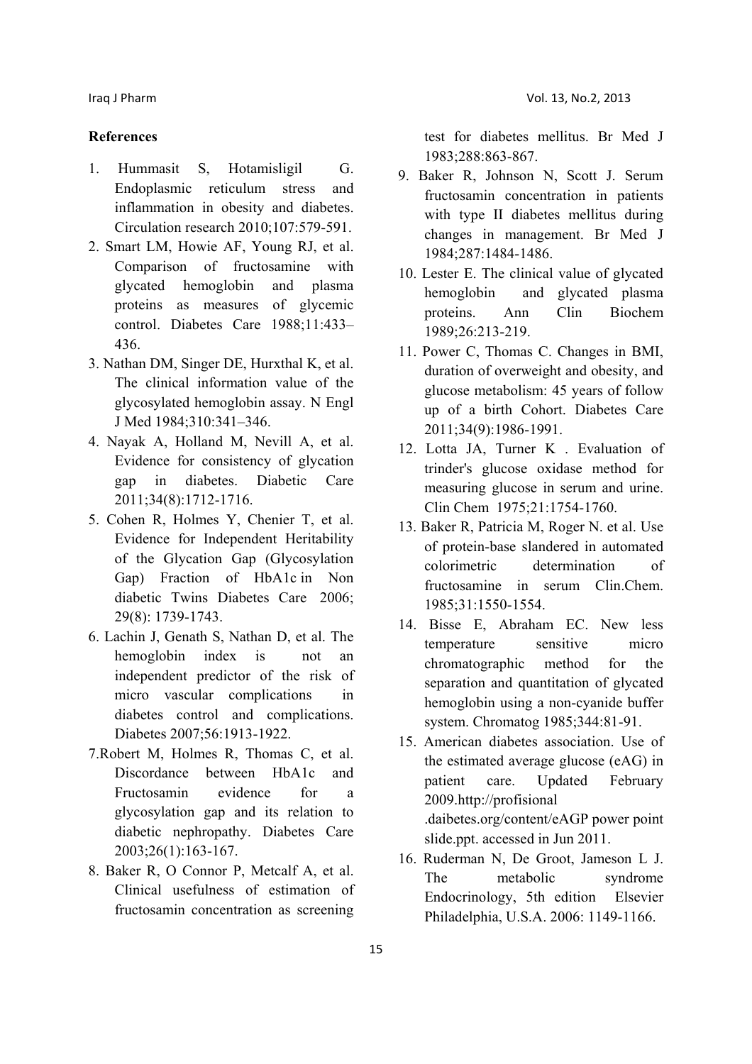**References**

1. Hummasit S, Hotamisligil G. Endoplasmic reticulum stress and inflammation in obesity and diabetes. Circulation research 2010;107:579-591.
2. Smart LM, Howie AF, Young RJ, et al. Comparison of fructosamine with glycated hemoglobin and plasma proteins as measures of glycemic control. Diabetes Care 1988;11:433–436.
3. Nathan DM, Singer DE, Hurxthal K, et al. The clinical information value of the glycosylated hemoglobin assay. N Engl J Med 1984;310:341–346.
4. Nayak A, Holland M, Nevill A, et al. Evidence for consistency of glycation gap in diabetes. Diabetic Care 2011;34(8):1712-1716.
5. Cohen R, Holmes Y, Chenier T, et al. Evidence for Independent Heritability of the Glycation Gap (Glycosylation Gap) Fraction of HbA1c in Non diabetic Twins Diabetes Care 2006; 29(8): 1739-1743.
6. Lachin J, Genath S, Nathan D, et al. The hemoglobin index is not an independent predictor of the risk of micro vascular complications in diabetes control and complications. Diabetes 2007;56:1913-1922.
7. Robert M, Holmes R, Thomas C, et al. Discordance between HbA1c and Fructosamin evidence for a glycosylation gap and its relation to diabetic nephropathy. Diabetes Care 2003;26(1):163-167.
8. Baker R, O Connor P, Metcalf A, et al. Clinical usefulness of estimation of fructosamin concentration as screening test for diabetes mellitus. Br Med J 1983;288:863-867.
9. Baker R, Johnson N, Scott J. Serum fructosamin concentration in patients with type II diabetes mellitus during changes in management. Br Med J 1984;287:1484-1486.
10. Lester E. The clinical value of glycated hemoglobin and glycated plasma proteins. Ann Clin Biochem 1989;26:213-219.
11. Power C, Thomas C. Changes in BMI, duration of overweight and obesity, and glucose metabolism: 45 years of follow up of a birth Cohort. Diabetes Care 2011;34(9):1986-1991.
12. Lotta JA, Turner K . Evaluation of trinder's glucose oxidase method for measuring glucose in serum and urine. Clin Chem 1975;21:1754-1760.
13. Baker R, Patricia M, Roger N. et al. Use of protein-base slandered in automated colorimetric determination of fructosamine in serum Clin.Chem. 1985;31:1550-1554.
14. Bisse E, Abraham EC. New less temperature sensitive micro chromatographic method for the separation and quantitation of glycated hemoglobin using a non-cyanide buffer system. Chromatog 1985;344:81-91.
15. American diabetes association. Use of the estimated average glucose (eAG) in patient care. Updated February 2009.http://profisional .daibetes.org/content/eAGP power point slide.ppt. accessed in Jun 2011.
16. Ruderman N, De Groot, Jameson L J. The metabolic syndrome Endocrinology, 5th edition Elsevier Philadelphia, U.S.A. 2006: 1149-1166.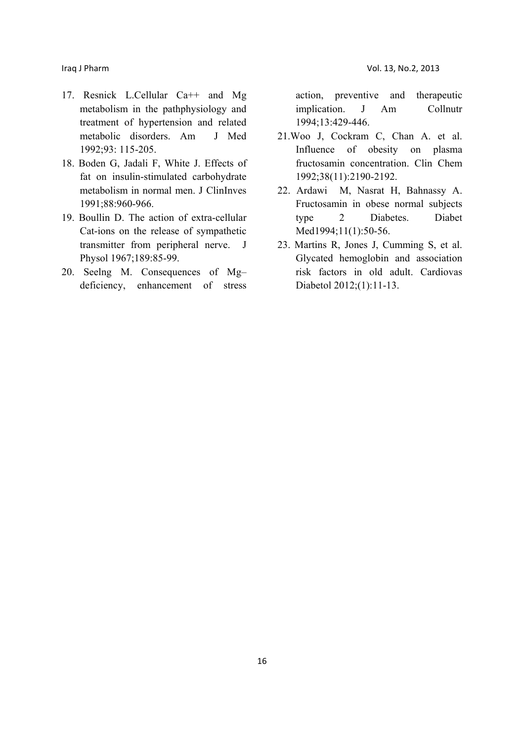17. Resnick L.Cellular Ca++ and Mg metabolism in the pathphysiology and treatment of hypertension and related metabolic disorders. Am J Med 1992;93: 115-205.
18. Boden G, Jadali F, White J. Effects of fat on insulin-stimulated carbohydrate metabolism in normal men. J ClinInves 1991;88:960-966.
19. Boullin D. The action of extra-cellular Cat-ions on the release of sympathetic transmitter from peripheral nerve. J Physol 1967;189:85-99.
20. Seelng M. Consequences of Mg–deficiency, enhancement of stress action, preventive and therapeutic implication. J Am Collnutr 1994;13:429-446.
21. Woo J, Cockram C, Chan A. et al. Influence of obesity on plasma fructosamin concentration. Clin Chem 1992;38(11):2190-2192.
22. Ardawi M, Nasrat H, Bahnassy A. Fructosamin in obese normal subjects type 2 Diabetes. Diabet Med1994;11(1):50-56.
23. Martins R, Jones J, Cumming S, et al. Glycated hemoglobin and association risk factors in old adult. Cardiovas Diabetol 2012;(1):11-13.